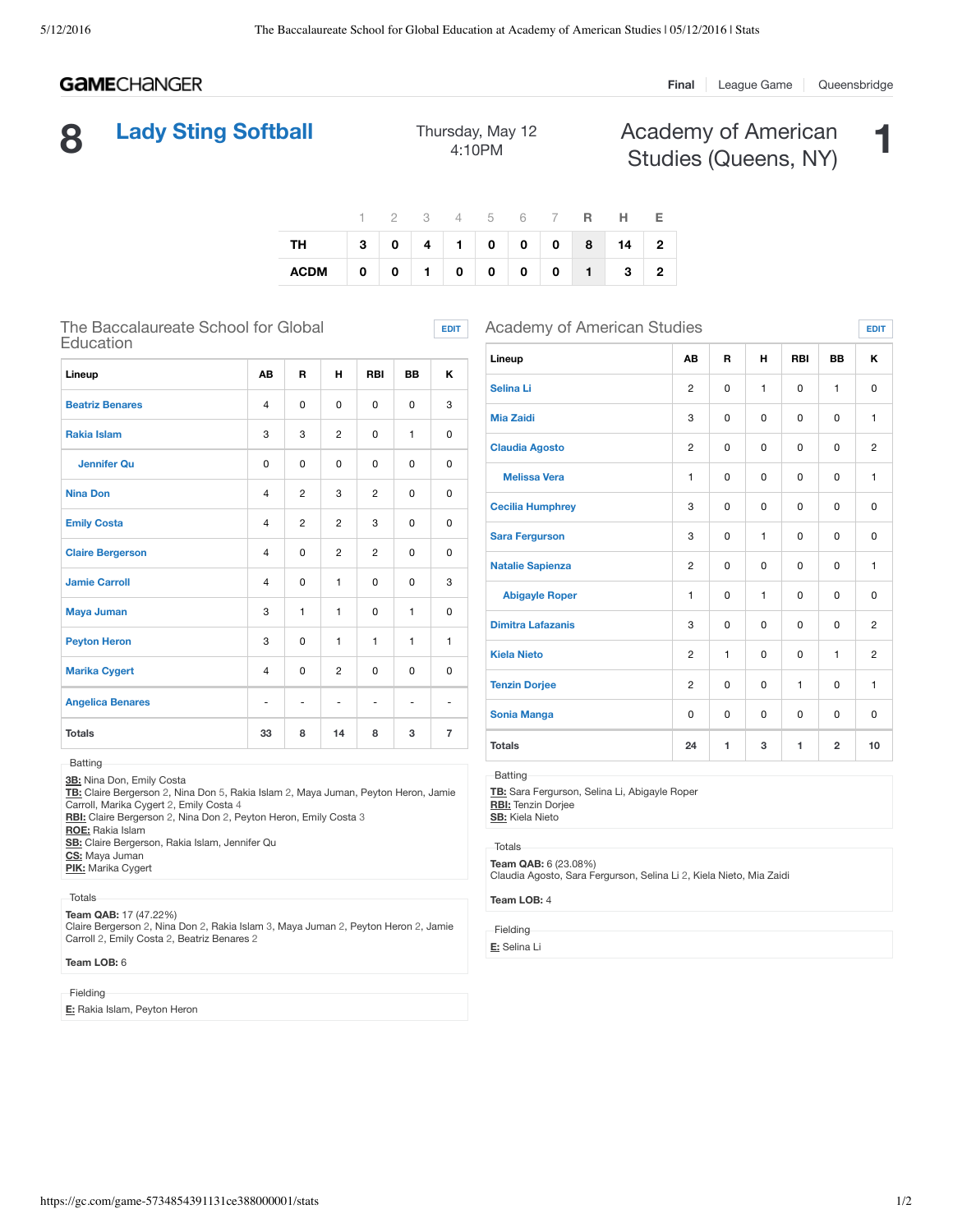GAMECHANGER

Final | League Game | Queensbridge

# 8 Lady Sting Softball

Thursday, May 12
4:10PM

# Academy of American Studies (Queens, NY) 1

| | 1 | 2 | 3 | 4 | 5 | 6 | 7 | R | H | E |
|---|---|---|---|---|---|---|---|---|---|---|
| TH | 3 | 0 | 4 | 1 | 0 | 0 | 0 | 8 | 14 | 2 |
| ACDM | 0 | 0 | 1 | 0 | 0 | 0 | 0 | 1 | 3 | 2 |

## The Baccalaureate School for Global Education

| Lineup | AB | R | H | RBI | BB | K |
|---|---|---|---|---|---|---|
| Beatriz Benares | 4 | 0 | 0 | 0 | 0 | 3 |
| Rakia Islam | 3 | 3 | 2 | 0 | 1 | 0 |
| Jennifer Qu | 0 | 0 | 0 | 0 | 0 | 0 |
| Nina Don | 4 | 2 | 3 | 2 | 0 | 0 |
| Emily Costa | 4 | 2 | 2 | 3 | 0 | 0 |
| Claire Bergerson | 4 | 0 | 2 | 2 | 0 | 0 |
| Jamie Carroll | 4 | 0 | 1 | 0 | 0 | 3 |
| Maya Juman | 3 | 1 | 1 | 0 | 1 | 0 |
| Peyton Heron | 3 | 0 | 1 | 1 | 1 | 1 |
| Marika Cygert | 4 | 0 | 2 | 0 | 0 | 0 |
| Angelica Benares | - | - | - | - | - | - |
| Totals | 33 | 8 | 14 | 8 | 3 | 7 |

Batting

**3B:** Nina Don, Emily Costa
**TB:** Claire Bergerson 2, Nina Don 5, Rakia Islam 2, Maya Juman, Peyton Heron, Jamie Carroll, Marika Cygert 2, Emily Costa 4
**RBI:** Claire Bergerson 2, Nina Don 2, Peyton Heron, Emily Costa 3
**ROE:** Rakia Islam
**SB:** Claire Bergerson, Rakia Islam, Jennifer Qu
**CS:** Maya Juman
**PIK:** Marika Cygert

Totals

**Team QAB:** 17 (47.22%)
Claire Bergerson 2, Nina Don 2, Rakia Islam 3, Maya Juman 2, Peyton Heron 2, Jamie Carroll 2, Emily Costa 2, Beatriz Benares 2

**Team LOB:** 6

Fielding

**E:** Rakia Islam, Peyton Heron

## Academy of American Studies

| Lineup | AB | R | H | RBI | BB | K |
|---|---|---|---|---|---|---|
| Selina Li | 2 | 0 | 1 | 0 | 1 | 0 |
| Mia Zaidi | 3 | 0 | 0 | 0 | 0 | 1 |
| Claudia Agosto | 2 | 0 | 0 | 0 | 0 | 2 |
| Melissa Vera | 1 | 0 | 0 | 0 | 0 | 1 |
| Cecilia Humphrey | 3 | 0 | 0 | 0 | 0 | 0 |
| Sara Fergurson | 3 | 0 | 1 | 0 | 0 | 0 |
| Natalie Sapienza | 2 | 0 | 0 | 0 | 0 | 1 |
| Abigayle Roper | 1 | 0 | 1 | 0 | 0 | 0 |
| Dimitra Lafazanis | 3 | 0 | 0 | 0 | 0 | 2 |
| Kiela Nieto | 2 | 1 | 0 | 0 | 1 | 2 |
| Tenzin Dorjee | 2 | 0 | 0 | 1 | 0 | 1 |
| Sonia Manga | 0 | 0 | 0 | 0 | 0 | 0 |
| Totals | 24 | 1 | 3 | 1 | 2 | 10 |

Batting

**TB:** Sara Fergurson, Selina Li, Abigayle Roper
**RBI:** Tenzin Dorjee
**SB:** Kiela Nieto

Totals

**Team QAB:** 6 (23.08%)
Claudia Agosto, Sara Fergurson, Selina Li 2, Kiela Nieto, Mia Zaidi

**Team LOB:** 4

Fielding

**E:** Selina Li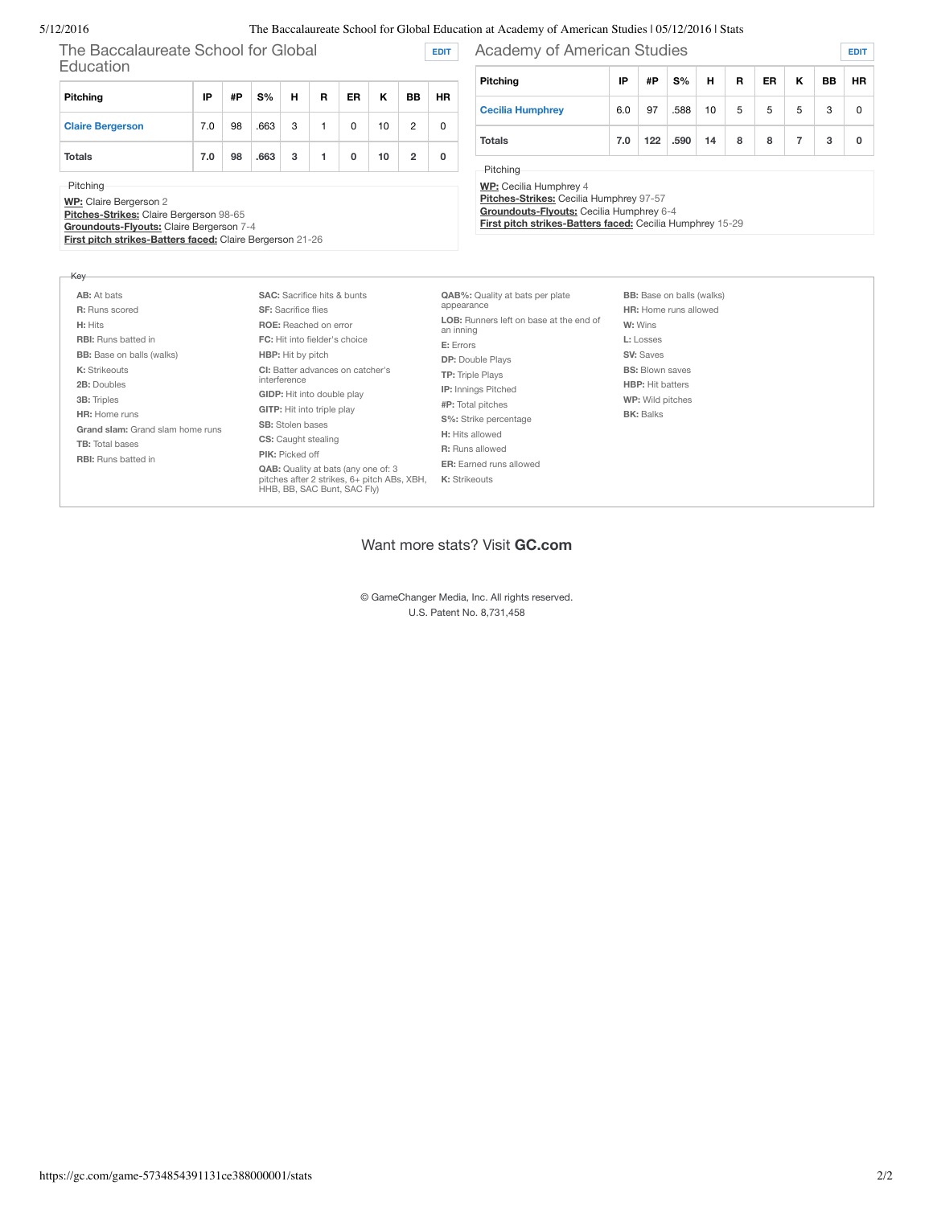## The Baccalaureate School for Global Education

EDIT

| Pitching | IP | #P | S% | H | R | ER | K | BB | HR |
|---|---|---|---|---|---|---|---|---|---|
| Claire Bergerson | 7.0 | 98 | .663 | 3 | 1 | 0 | 10 | 2 | 0 |
| **Totals** | **7.0** | **98** | **.663** | **3** | **1** | **0** | **10** | **2** | **0** |

Pitching

**WP:** Claire Bergerson 2
**Pitches-Strikes:** Claire Bergerson 98-65
**Groundouts-Flyouts:** Claire Bergerson 7-4
**First pitch strikes-Batters faced:** Claire Bergerson 21-26

## Academy of American Studies

EDIT

| Pitching | IP | #P | S% | H | R | ER | K | BB | HR |
|---|---|---|---|---|---|---|---|---|---|
| Cecilia Humphrey | 6.0 | 97 | .588 | 10 | 5 | 5 | 5 | 3 | 0 |
| **Totals** | **7.0** | **122** | **.590** | **14** | **8** | **8** | **7** | **3** | **0** |

Pitching

**WP:** Cecilia Humphrey 4
**Pitches-Strikes:** Cecilia Humphrey 97-57
**Groundouts-Flyouts:** Cecilia Humphrey 6-4
**First pitch strikes-Batters faced:** Cecilia Humphrey 15-29

### Key

- **AB:** At bats
- **R:** Runs scored
- **H:** Hits
- **RBI:** Runs batted in
- **BB:** Base on balls (walks)
- **K:** Strikeouts
- **2B:** Doubles
- **3B:** Triples
- **HR:** Home runs
- **Grand slam:** Grand slam home runs
- **TB:** Total bases
- **RBI:** Runs batted in
- **SAC:** Sacrifice hits & bunts
- **SF:** Sacrifice flies
- **ROE:** Reached on error
- **FC:** Hit into fielder's choice
- **HBP:** Hit by pitch
- **CI:** Batter advances on catcher's interference
- **GIDP:** Hit into double play
- **GITP:** Hit into triple play
- **SB:** Stolen bases
- **CS:** Caught stealing
- **PIK:** Picked off
- **QAB:** Quality at bats (any one of: 3 pitches after 2 strikes, 6+ pitch ABs, XBH, HHB, BB, SAC Bunt, SAC Fly)
- **QAB%:** Quality at bats per plate appearance
- **LOB:** Runners left on base at the end of an inning
- **E:** Errors
- **DP:** Double Plays
- **TP:** Triple Plays
- **IP:** Innings Pitched
- **#P:** Total pitches
- **S%:** Strike percentage
- **H:** Hits allowed
- **R:** Runs allowed
- **ER:** Earned runs allowed
- **K:** Strikeouts
- **BB:** Base on balls (walks)
- **HR:** Home runs allowed
- **W:** Wins
- **L:** Losses
- **SV:** Saves
- **BS:** Blown saves
- **HBP:** Hit batters
- **WP:** Wild pitches
- **BK:** Balks

Want more stats? Visit **GC.com**

© GameChanger Media, Inc. All rights reserved.
U.S. Patent No. 8,731,458